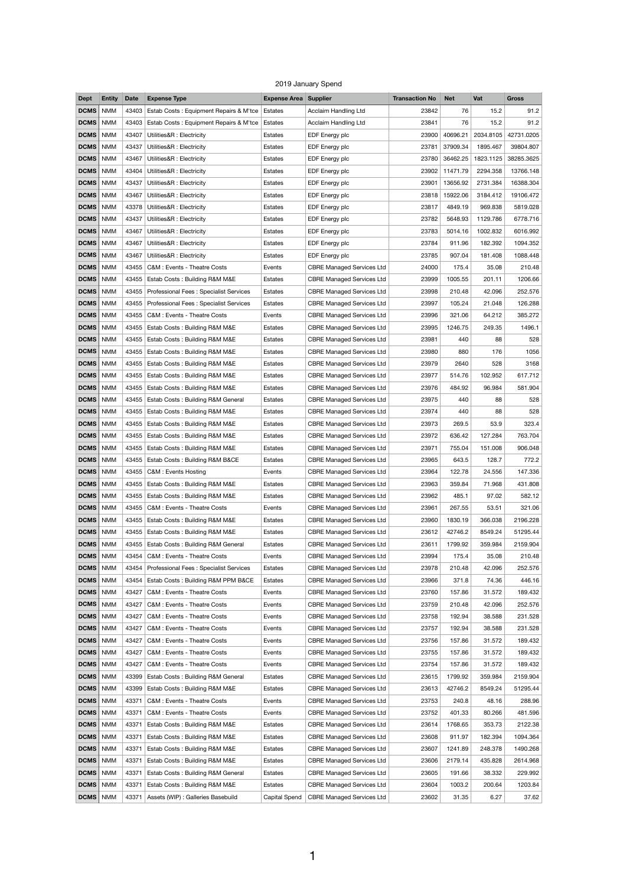2019 January Spend

| Dept | Entity | Date | Expense Type | Expense Area | Supplier | Transaction No | Net | Vat | Gross |
|---|---|---|---|---|---|---|---|---|---|
| DCMS | NMM | 43403 | Estab Costs : Equipment Repairs & M'tce | Estates | Acclaim Handling Ltd | 23842 | 76 | 15.2 | 91.2 |
| DCMS | NMM | 43403 | Estab Costs : Equipment Repairs & M'tce | Estates | Acclaim Handling Ltd | 23841 | 76 | 15.2 | 91.2 |
| DCMS | NMM | 43407 | Utilities&R : Electricity | Estates | EDF Energy plc | 23900 | 40696.21 | 2034.8105 | 42731.0205 |
| DCMS | NMM | 43437 | Utilities&R : Electricity | Estates | EDF Energy plc | 23781 | 37909.34 | 1895.467 | 39804.807 |
| DCMS | NMM | 43467 | Utilities&R : Electricity | Estates | EDF Energy plc | 23780 | 36462.25 | 1823.1125 | 38285.3625 |
| DCMS | NMM | 43404 | Utilities&R : Electricity | Estates | EDF Energy plc | 23902 | 11471.79 | 2294.358 | 13766.148 |
| DCMS | NMM | 43437 | Utilities&R : Electricity | Estates | EDF Energy plc | 23901 | 13656.92 | 2731.384 | 16388.304 |
| DCMS | NMM | 43467 | Utilities&R : Electricity | Estates | EDF Energy plc | 23818 | 15922.06 | 3184.412 | 19106.472 |
| DCMS | NMM | 43378 | Utilities&R : Electricity | Estates | EDF Energy plc | 23817 | 4849.19 | 969.838 | 5819.028 |
| DCMS | NMM | 43437 | Utilities&R : Electricity | Estates | EDF Energy plc | 23782 | 5648.93 | 1129.786 | 6778.716 |
| DCMS | NMM | 43467 | Utilities&R : Electricity | Estates | EDF Energy plc | 23783 | 5014.16 | 1002.832 | 6016.992 |
| DCMS | NMM | 43467 | Utilities&R : Electricity | Estates | EDF Energy plc | 23784 | 911.96 | 182.392 | 1094.352 |
| DCMS | NMM | 43467 | Utilities&R : Electricity | Estates | EDF Energy plc | 23785 | 907.04 | 181.408 | 1088.448 |
| DCMS | NMM | 43455 | C&M : Events - Theatre Costs | Events | CBRE Managed Services Ltd | 24000 | 175.4 | 35.08 | 210.48 |
| DCMS | NMM | 43455 | Estab Costs : Building R&M M&E | Estates | CBRE Managed Services Ltd | 23999 | 1005.55 | 201.11 | 1206.66 |
| DCMS | NMM | 43455 | Professional Fees : Specialist Services | Estates | CBRE Managed Services Ltd | 23998 | 210.48 | 42.096 | 252.576 |
| DCMS | NMM | 43455 | Professional Fees : Specialist Services | Estates | CBRE Managed Services Ltd | 23997 | 105.24 | 21.048 | 126.288 |
| DCMS | NMM | 43455 | C&M : Events - Theatre Costs | Events | CBRE Managed Services Ltd | 23996 | 321.06 | 64.212 | 385.272 |
| DCMS | NMM | 43455 | Estab Costs : Building R&M M&E | Estates | CBRE Managed Services Ltd | 23995 | 1246.75 | 249.35 | 1496.1 |
| DCMS | NMM | 43455 | Estab Costs : Building R&M M&E | Estates | CBRE Managed Services Ltd | 23981 | 440 | 88 | 528 |
| DCMS | NMM | 43455 | Estab Costs : Building R&M M&E | Estates | CBRE Managed Services Ltd | 23980 | 880 | 176 | 1056 |
| DCMS | NMM | 43455 | Estab Costs : Building R&M M&E | Estates | CBRE Managed Services Ltd | 23979 | 2640 | 528 | 3168 |
| DCMS | NMM | 43455 | Estab Costs : Building R&M M&E | Estates | CBRE Managed Services Ltd | 23977 | 514.76 | 102.952 | 617.712 |
| DCMS | NMM | 43455 | Estab Costs : Building R&M M&E | Estates | CBRE Managed Services Ltd | 23976 | 484.92 | 96.984 | 581.904 |
| DCMS | NMM | 43455 | Estab Costs : Building R&M General | Estates | CBRE Managed Services Ltd | 23975 | 440 | 88 | 528 |
| DCMS | NMM | 43455 | Estab Costs : Building R&M M&E | Estates | CBRE Managed Services Ltd | 23974 | 440 | 88 | 528 |
| DCMS | NMM | 43455 | Estab Costs : Building R&M M&E | Estates | CBRE Managed Services Ltd | 23973 | 269.5 | 53.9 | 323.4 |
| DCMS | NMM | 43455 | Estab Costs : Building R&M M&E | Estates | CBRE Managed Services Ltd | 23972 | 636.42 | 127.284 | 763.704 |
| DCMS | NMM | 43455 | Estab Costs : Building R&M M&E | Estates | CBRE Managed Services Ltd | 23971 | 755.04 | 151.008 | 906.048 |
| DCMS | NMM | 43455 | Estab Costs : Building R&M B&CE | Estates | CBRE Managed Services Ltd | 23965 | 643.5 | 128.7 | 772.2 |
| DCMS | NMM | 43455 | C&M : Events Hosting | Events | CBRE Managed Services Ltd | 23964 | 122.78 | 24.556 | 147.336 |
| DCMS | NMM | 43455 | Estab Costs : Building R&M M&E | Estates | CBRE Managed Services Ltd | 23963 | 359.84 | 71.968 | 431.808 |
| DCMS | NMM | 43455 | Estab Costs : Building R&M M&E | Estates | CBRE Managed Services Ltd | 23962 | 485.1 | 97.02 | 582.12 |
| DCMS | NMM | 43455 | C&M : Events - Theatre Costs | Events | CBRE Managed Services Ltd | 23961 | 267.55 | 53.51 | 321.06 |
| DCMS | NMM | 43455 | Estab Costs : Building R&M M&E | Estates | CBRE Managed Services Ltd | 23960 | 1830.19 | 366.038 | 2196.228 |
| DCMS | NMM | 43455 | Estab Costs : Building R&M M&E | Estates | CBRE Managed Services Ltd | 23612 | 42746.2 | 8549.24 | 51295.44 |
| DCMS | NMM | 43455 | Estab Costs : Building R&M General | Estates | CBRE Managed Services Ltd | 23611 | 1799.92 | 359.984 | 2159.904 |
| DCMS | NMM | 43454 | C&M : Events - Theatre Costs | Events | CBRE Managed Services Ltd | 23994 | 175.4 | 35.08 | 210.48 |
| DCMS | NMM | 43454 | Professional Fees : Specialist Services | Estates | CBRE Managed Services Ltd | 23978 | 210.48 | 42.096 | 252.576 |
| DCMS | NMM | 43454 | Estab Costs : Building R&M PPM B&CE | Estates | CBRE Managed Services Ltd | 23966 | 371.8 | 74.36 | 446.16 |
| DCMS | NMM | 43427 | C&M : Events - Theatre Costs | Events | CBRE Managed Services Ltd | 23760 | 157.86 | 31.572 | 189.432 |
| DCMS | NMM | 43427 | C&M : Events - Theatre Costs | Events | CBRE Managed Services Ltd | 23759 | 210.48 | 42.096 | 252.576 |
| DCMS | NMM | 43427 | C&M : Events - Theatre Costs | Events | CBRE Managed Services Ltd | 23758 | 192.94 | 38.588 | 231.528 |
| DCMS | NMM | 43427 | C&M : Events - Theatre Costs | Events | CBRE Managed Services Ltd | 23757 | 192.94 | 38.588 | 231.528 |
| DCMS | NMM | 43427 | C&M : Events - Theatre Costs | Events | CBRE Managed Services Ltd | 23756 | 157.86 | 31.572 | 189.432 |
| DCMS | NMM | 43427 | C&M : Events - Theatre Costs | Events | CBRE Managed Services Ltd | 23755 | 157.86 | 31.572 | 189.432 |
| DCMS | NMM | 43427 | C&M : Events - Theatre Costs | Events | CBRE Managed Services Ltd | 23754 | 157.86 | 31.572 | 189.432 |
| DCMS | NMM | 43399 | Estab Costs : Building R&M General | Estates | CBRE Managed Services Ltd | 23615 | 1799.92 | 359.984 | 2159.904 |
| DCMS | NMM | 43399 | Estab Costs : Building R&M M&E | Estates | CBRE Managed Services Ltd | 23613 | 42746.2 | 8549.24 | 51295.44 |
| DCMS | NMM | 43371 | C&M : Events - Theatre Costs | Events | CBRE Managed Services Ltd | 23753 | 240.8 | 48.16 | 288.96 |
| DCMS | NMM | 43371 | C&M : Events - Theatre Costs | Events | CBRE Managed Services Ltd | 23752 | 401.33 | 80.266 | 481.596 |
| DCMS | NMM | 43371 | Estab Costs : Building R&M M&E | Estates | CBRE Managed Services Ltd | 23614 | 1768.65 | 353.73 | 2122.38 |
| DCMS | NMM | 43371 | Estab Costs : Building R&M M&E | Estates | CBRE Managed Services Ltd | 23608 | 911.97 | 182.394 | 1094.364 |
| DCMS | NMM | 43371 | Estab Costs : Building R&M M&E | Estates | CBRE Managed Services Ltd | 23607 | 1241.89 | 248.378 | 1490.268 |
| DCMS | NMM | 43371 | Estab Costs : Building R&M M&E | Estates | CBRE Managed Services Ltd | 23606 | 2179.14 | 435.828 | 2614.968 |
| DCMS | NMM | 43371 | Estab Costs : Building R&M General | Estates | CBRE Managed Services Ltd | 23605 | 191.66 | 38.332 | 229.992 |
| DCMS | NMM | 43371 | Estab Costs : Building R&M M&E | Estates | CBRE Managed Services Ltd | 23604 | 1003.2 | 200.64 | 1203.84 |
| DCMS | NMM | 43371 | Assets (WIP) : Galleries Basebuild | Capital Spend | CBRE Managed Services Ltd | 23602 | 31.35 | 6.27 | 37.62 |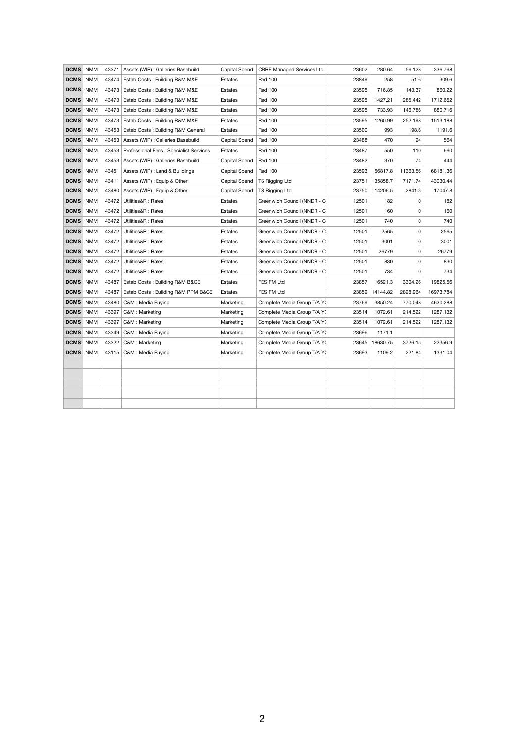| | | | | | | | | | |
|---|---|---|---|---|---|---|---|---|---|
| **DCMS** | NMM | 43371 | Assets (WIP) : Galleries Basebuild | Capital Spend | CBRE Managed Services Ltd | 23602 | 280.64 | 56.128 | 336.768 |
| **DCMS** | NMM | 43474 | Estab Costs : Building R&M M&E | Estates | Red 100 | 23849 | 258 | 51.6 | 309.6 |
| **DCMS** | NMM | 43473 | Estab Costs : Building R&M M&E | Estates | Red 100 | 23595 | 716.85 | 143.37 | 860.22 |
| **DCMS** | NMM | 43473 | Estab Costs : Building R&M M&E | Estates | Red 100 | 23595 | 1427.21 | 285.442 | 1712.652 |
| **DCMS** | NMM | 43473 | Estab Costs : Building R&M M&E | Estates | Red 100 | 23595 | 733.93 | 146.786 | 880.716 |
| **DCMS** | NMM | 43473 | Estab Costs : Building R&M M&E | Estates | Red 100 | 23595 | 1260.99 | 252.198 | 1513.188 |
| **DCMS** | NMM | 43453 | Estab Costs : Building R&M General | Estates | Red 100 | 23500 | 993 | 198.6 | 1191.6 |
| **DCMS** | NMM | 43453 | Assets (WIP) : Galleries Basebuild | Capital Spend | Red 100 | 23488 | 470 | 94 | 564 |
| **DCMS** | NMM | 43453 | Professional Fees : Specialist Services | Estates | Red 100 | 23487 | 550 | 110 | 660 |
| **DCMS** | NMM | 43453 | Assets (WIP) : Galleries Basebuild | Capital Spend | Red 100 | 23482 | 370 | 74 | 444 |
| **DCMS** | NMM | 43451 | Assets (WIP) : Land & Buildings | Capital Spend | Red 100 | 23593 | 56817.8 | 11363.56 | 68181.36 |
| **DCMS** | NMM | 43411 | Assets (WIP) : Equip & Other | Capital Spend | TS Rigging Ltd | 23751 | 35858.7 | 7171.74 | 43030.44 |
| **DCMS** | NMM | 43480 | Assets (WIP) : Equip & Other | Capital Spend | TS Rigging Ltd | 23750 | 14206.5 | 2841.3 | 17047.8 |
| **DCMS** | NMM | 43472 | Utilities&R : Rates | Estates | Greenwich Council (NNDR - C | 12501 | 182 | 0 | 182 |
| **DCMS** | NMM | 43472 | Utilities&R : Rates | Estates | Greenwich Council (NNDR - C | 12501 | 160 | 0 | 160 |
| **DCMS** | NMM | 43472 | Utilities&R : Rates | Estates | Greenwich Council (NNDR - C | 12501 | 740 | 0 | 740 |
| **DCMS** | NMM | 43472 | Utilities&R : Rates | Estates | Greenwich Council (NNDR - C | 12501 | 2565 | 0 | 2565 |
| **DCMS** | NMM | 43472 | Utilities&R : Rates | Estates | Greenwich Council (NNDR - C | 12501 | 3001 | 0 | 3001 |
| **DCMS** | NMM | 43472 | Utilities&R : Rates | Estates | Greenwich Council (NNDR - C | 12501 | 26779 | 0 | 26779 |
| **DCMS** | NMM | 43472 | Utilities&R : Rates | Estates | Greenwich Council (NNDR - C | 12501 | 830 | 0 | 830 |
| **DCMS** | NMM | 43472 | Utilities&R : Rates | Estates | Greenwich Council (NNDR - C | 12501 | 734 | 0 | 734 |
| **DCMS** | NMM | 43487 | Estab Costs : Building R&M B&CE | Estates | FES FM Ltd | 23857 | 16521.3 | 3304.26 | 19825.56 |
| **DCMS** | NMM | 43487 | Estab Costs : Building R&M PPM B&CE | Estates | FES FM Ltd | 23859 | 14144.82 | 2828.964 | 16973.784 |
| **DCMS** | NMM | 43480 | C&M : Media Buying | Marketing | Complete Media Group T/A Y( | 23769 | 3850.24 | 770.048 | 4620.288 |
| **DCMS** | NMM | 43397 | C&M : Marketing | Marketing | Complete Media Group T/A Y( | 23514 | 1072.61 | 214.522 | 1287.132 |
| **DCMS** | NMM | 43397 | C&M : Marketing | Marketing | Complete Media Group T/A Y( | 23514 | 1072.61 | 214.522 | 1287.132 |
| **DCMS** | NMM | 43349 | C&M : Media Buying | Marketing | Complete Media Group T/A Y( | 23696 | 1171.1 | | |
| **DCMS** | NMM | 43322 | C&M : Marketing | Marketing | Complete Media Group T/A Y( | 23645 | 18630.75 | 3726.15 | 22356.9 |
| **DCMS** | NMM | 43115 | C&M : Media Buying | Marketing | Complete Media Group T/A Y( | 23693 | 1109.2 | 221.84 | 1331.04 |
| | | | | | | | | | |
| | | | | | | | | | |
| | | | | | | | | | |
| | | | | | | | | | |
| | | | | | | | | | |